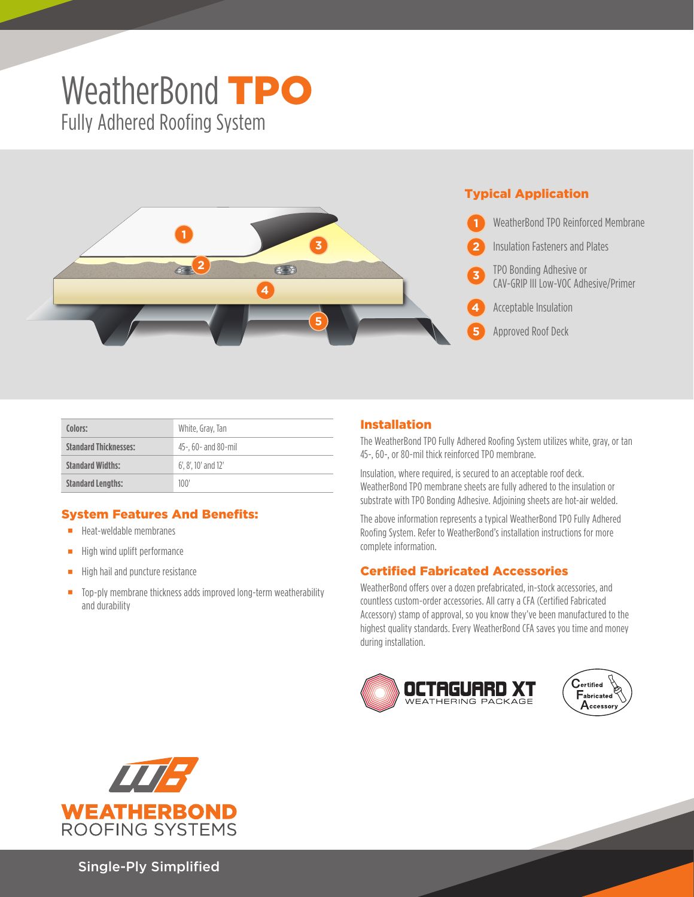# WeatherBond TPO

## Fully Adhered Roofing System

### Typical Application

1. WeatherBond TPO Reinforced Membrane
2. Insulation Fasteners and Plates
3. TPO Bonding Adhesive or CAV-GRIP III Low-VOC Adhesive/Primer
4. Acceptable Insulation
5. Approved Roof Deck

| | |
|---|---|
| **Colors:** | White, Gray, Tan |
| **Standard Thicknesses:** | 45-, 60- and 80-mil |
| **Standard Widths:** | 6', 8', 10' and 12' |
| **Standard Lengths:** | 100' |

### System Features And Benefits:

- Heat-weldable membranes
- High wind uplift performance
- High hail and puncture resistance
- Top-ply membrane thickness adds improved long-term weatherability and durability

### Installation

The WeatherBond TPO Fully Adhered Roofing System utilizes white, gray, or tan 45-, 60-, or 80-mil thick reinforced TPO membrane.

Insulation, where required, is secured to an acceptable roof deck. WeatherBond TPO membrane sheets are fully adhered to the insulation or substrate with TPO Bonding Adhesive. Adjoining sheets are hot-air welded.

The above information represents a typical WeatherBond TPO Fully Adhered Roofing System. Refer to WeatherBond's installation instructions for more complete information.

### Certified Fabricated Accessories

WeatherBond offers over a dozen prefabricated, in-stock accessories, and countless custom-order accessories. All carry a CFA (Certified Fabricated Accessory) stamp of approval, so you know they've been manufactured to the highest quality standards. Every WeatherBond CFA saves you time and money during installation.

OCTAGUARD XT WEATHERING PACKAGE

Certified Fabricated Accessory

WEATHERBOND ROOFING SYSTEMS

Single-Ply Simplified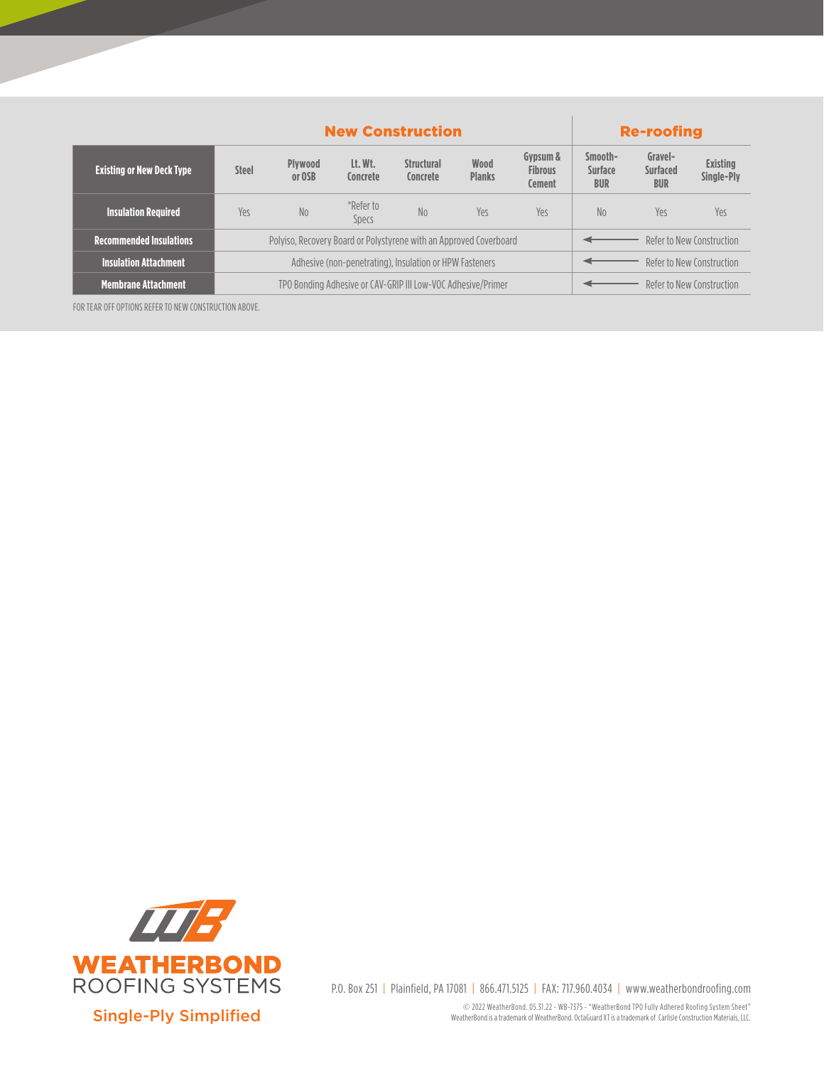| | New Construction | | | | | | Re-roofing | | |
|---|---|---|---|---|---|---|---|---|---|
| **Existing or New Deck Type** | **Steel** | **Plywood or OSB** | **Lt. Wt. Concrete** | **Structural Concrete** | **Wood Planks** | **Gypsum & Fibrous Cement** | **Smooth-Surface BUR** | **Gravel-Surfaced BUR** | **Existing Single-Ply** |
| **Insulation Required** | Yes | No | *Refer to Specs | No | Yes | Yes | No | Yes | Yes |
| **Recommended Insulations** | Polyiso, Recovery Board or Polystyrene with an Approved Coverboard | | | | | | ← Refer to New Construction | | |
| **Insulation Attachment** | Adhesive (non-penetrating), Insulation or HPW Fasteners | | | | | | ← Refer to New Construction | | |
| **Membrane Attachment** | TPO Bonding Adhesive or CAV-GRIP III Low-VOC Adhesive/Primer | | | | | | ← Refer to New Construction | | |

FOR TEAR OFF OPTIONS REFER TO NEW CONSTRUCTION ABOVE.

WEATHERBOND ROOFING SYSTEMS

Single-Ply Simplified

P.O. Box 251 | Plainfield, PA 17081 | 866.471.5125 | FAX: 717.960.4034 | www.weatherbondroofing.com

© 2022 WeatherBond. 05.31.22 - WB-7375 - "WeatherBond TPO Fully Adhered Roofing System Sheet"
WeatherBond is a trademark of WeatherBond. OctaGuard XT is a trademark of Carlisle Construction Materials, LLC.